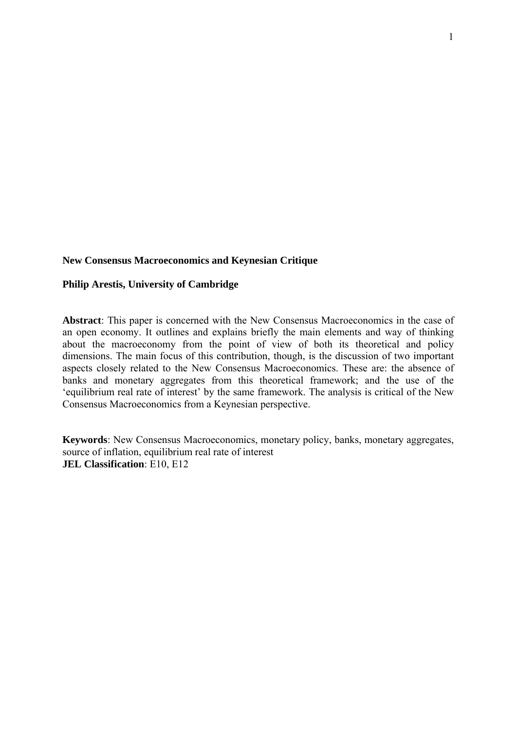**New Consensus Macroeconomics and Keynesian Critique**

**Philip Arestis, University of Cambridge**

**Abstract**: This paper is concerned with the New Consensus Macroeconomics in the case of an open economy. It outlines and explains briefly the main elements and way of thinking about the macroeconomy from the point of view of both its theoretical and policy dimensions. The main focus of this contribution, though, is the discussion of two important aspects closely related to the New Consensus Macroeconomics. These are: the absence of banks and monetary aggregates from this theoretical framework; and the use of the 'equilibrium real rate of interest' by the same framework. The analysis is critical of the New Consensus Macroeconomics from a Keynesian perspective.

**Keywords**: New Consensus Macroeconomics, monetary policy, banks, monetary aggregates, source of inflation, equilibrium real rate of interest
**JEL Classification**: E10, E12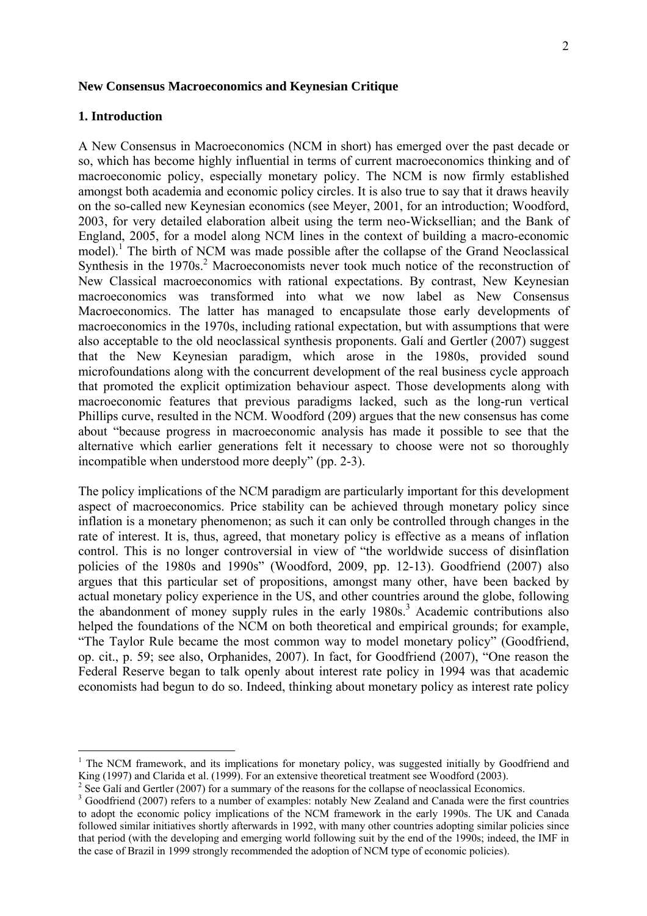**New Consensus Macroeconomics and Keynesian Critique**

**1. Introduction**

A New Consensus in Macroeconomics (NCM in short) has emerged over the past decade or so, which has become highly influential in terms of current macroeconomics thinking and of macroeconomic policy, especially monetary policy. The NCM is now firmly established amongst both academia and economic policy circles. It is also true to say that it draws heavily on the so-called new Keynesian economics (see Meyer, 2001, for an introduction; Woodford, 2003, for very detailed elaboration albeit using the term neo-Wicksellian; and the Bank of England, 2005, for a model along NCM lines in the context of building a macro-economic model).[1] The birth of NCM was made possible after the collapse of the Grand Neoclassical Synthesis in the 1970s.[2] Macroeconomists never took much notice of the reconstruction of New Classical macroeconomics with rational expectations. By contrast, New Keynesian macroeconomics was transformed into what we now label as New Consensus Macroeconomics. The latter has managed to encapsulate those early developments of macroeconomics in the 1970s, including rational expectation, but with assumptions that were also acceptable to the old neoclassical synthesis proponents. Galí and Gertler (2007) suggest that the New Keynesian paradigm, which arose in the 1980s, provided sound microfoundations along with the concurrent development of the real business cycle approach that promoted the explicit optimization behaviour aspect. Those developments along with macroeconomic features that previous paradigms lacked, such as the long-run vertical Phillips curve, resulted in the NCM. Woodford (209) argues that the new consensus has come about "because progress in macroeconomic analysis has made it possible to see that the alternative which earlier generations felt it necessary to choose were not so thoroughly incompatible when understood more deeply" (pp. 2-3).

The policy implications of the NCM paradigm are particularly important for this development aspect of macroeconomics. Price stability can be achieved through monetary policy since inflation is a monetary phenomenon; as such it can only be controlled through changes in the rate of interest. It is, thus, agreed, that monetary policy is effective as a means of inflation control. This is no longer controversial in view of "the worldwide success of disinflation policies of the 1980s and 1990s" (Woodford, 2009, pp. 12-13). Goodfriend (2007) also argues that this particular set of propositions, amongst many other, have been backed by actual monetary policy experience in the US, and other countries around the globe, following the abandonment of money supply rules in the early 1980s.[3] Academic contributions also helped the foundations of the NCM on both theoretical and empirical grounds; for example, "The Taylor Rule became the most common way to model monetary policy" (Goodfriend, op. cit., p. 59; see also, Orphanides, 2007). In fact, for Goodfriend (2007), "One reason the Federal Reserve began to talk openly about interest rate policy in 1994 was that academic economists had begun to do so. Indeed, thinking about monetary policy as interest rate policy

[1] The NCM framework, and its implications for monetary policy, was suggested initially by Goodfriend and King (1997) and Clarida et al. (1999). For an extensive theoretical treatment see Woodford (2003).

[2] See Galí and Gertler (2007) for a summary of the reasons for the collapse of neoclassical Economics.

[3] Goodfriend (2007) refers to a number of examples: notably New Zealand and Canada were the first countries to adopt the economic policy implications of the NCM framework in the early 1990s. The UK and Canada followed similar initiatives shortly afterwards in 1992, with many other countries adopting similar policies since that period (with the developing and emerging world following suit by the end of the 1990s; indeed, the IMF in the case of Brazil in 1999 strongly recommended the adoption of NCM type of economic policies).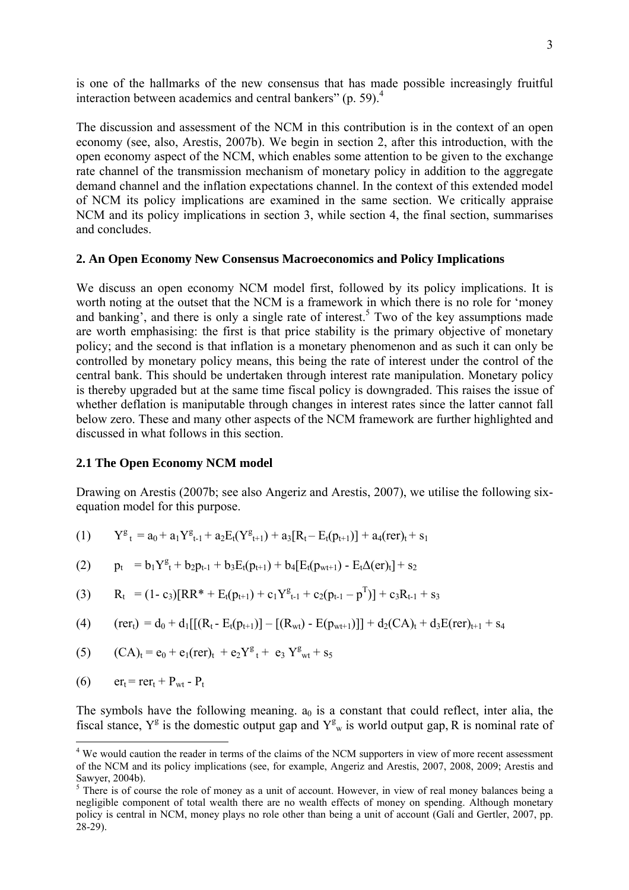is one of the hallmarks of the new consensus that has made possible increasingly fruitful interaction between academics and central bankers" (p. 59).[4]

The discussion and assessment of the NCM in this contribution is in the context of an open economy (see, also, Arestis, 2007b). We begin in section 2, after this introduction, with the open economy aspect of the NCM, which enables some attention to be given to the exchange rate channel of the transmission mechanism of monetary policy in addition to the aggregate demand channel and the inflation expectations channel. In the context of this extended model of NCM its policy implications are examined in the same section. We critically appraise NCM and its policy implications in section 3, while section 4, the final section, summarises and concludes.

## 2. An Open Economy New Consensus Macroeconomics and Policy Implications

We discuss an open economy NCM model first, followed by its policy implications. It is worth noting at the outset that the NCM is a framework in which there is no role for 'money and banking', and there is only a single rate of interest.[5] Two of the key assumptions made are worth emphasising: the first is that price stability is the primary objective of monetary policy; and the second is that inflation is a monetary phenomenon and as such it can only be controlled by monetary policy means, this being the rate of interest under the control of the central bank. This should be undertaken through interest rate manipulation. Monetary policy is thereby upgraded but at the same time fiscal policy is downgraded. This raises the issue of whether deflation is maniputable through changes in interest rates since the latter cannot fall below zero. These and many other aspects of the NCM framework are further highlighted and discussed in what follows in this section.

### 2.1 The Open Economy NCM model

Drawing on Arestis (2007b; see also Angeriz and Arestis, 2007), we utilise the following six-equation model for this purpose.

$$(1) \qquad Y^g_t = a_0 + a_1 Y^g_{t-1} + a_2 E_t(Y^g_{t+1}) + a_3[R_t - E_t(p_{t+1})] + a_4(rer)_t + s_1$$

$$(2) \qquad p_t = b_1 Y^g_t + b_2 p_{t-1} + b_3 E_t(p_{t+1}) + b_4[E_t(p_{wt+1}) - E_t \Delta(er)_t] + s_2$$

$$(3) \qquad R_t = (1 - c_3)[RR^* + E_t(p_{t+1}) + c_1 Y^g_{t-1} + c_2(p_{t-1} - p^T)] + c_3 R_{t-1} + s_3$$

$$(4) \qquad (rer_t) = d_0 + d_1[[(R_t - E_t(p_{t+1})] - [(R_{wt}) - E(p_{wt+1})]] + d_2(CA)_t + d_3 E(rer)_{t+1} + s_4$$

$$(5) \qquad (CA)_t = e_0 + e_1(rer)_t + e_2 Y^g_t + e_3 Y^g_{wt} + s_5$$

$$(6) \qquad er_t = rer_t + P_{wt} - P_t$$

The symbols have the following meaning. $a_0$ is a constant that could reflect, inter alia, the fiscal stance, $Y^g$ is the domestic output gap and $Y^g_w$ is world output gap, R is nominal rate of

---

[4] We would caution the reader in terms of the claims of the NCM supporters in view of more recent assessment of the NCM and its policy implications (see, for example, Angeriz and Arestis, 2007, 2008, 2009; Arestis and Sawyer, 2004b).

[5] There is of course the role of money as a unit of account. However, in view of real money balances being a negligible component of total wealth there are no wealth effects of money on spending. Although monetary policy is central in NCM, money plays no role other than being a unit of account (Galí and Gertler, 2007, pp. 28-29).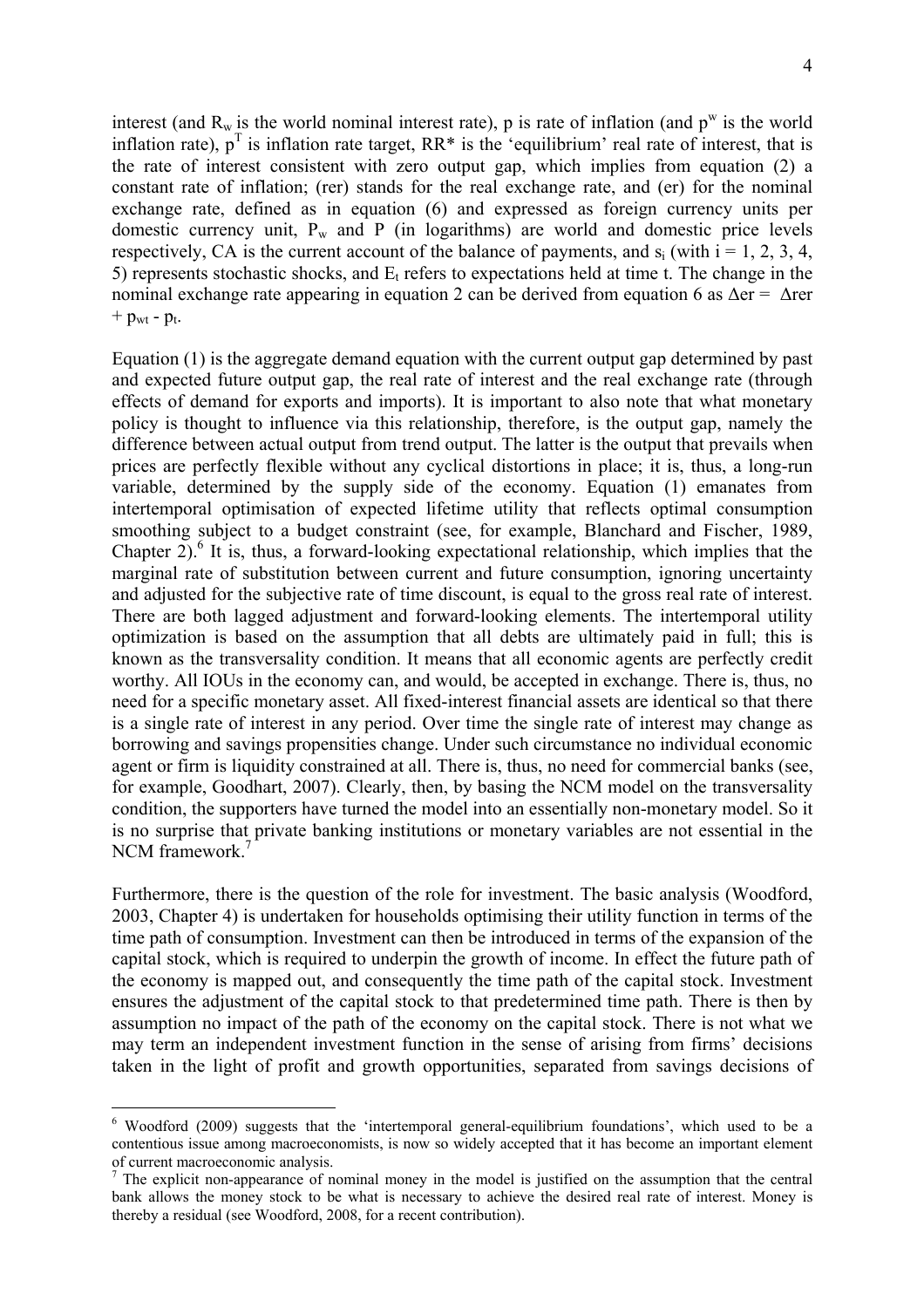interest (and $R_w$ is the world nominal interest rate), p is rate of inflation (and $p^w$ is the world inflation rate), $p^T$ is inflation rate target, RR* is the 'equilibrium' real rate of interest, that is the rate of interest consistent with zero output gap, which implies from equation (2) a constant rate of inflation; (rer) stands for the real exchange rate, and (er) for the nominal exchange rate, defined as in equation (6) and expressed as foreign currency units per domestic currency unit, $P_w$ and P (in logarithms) are world and domestic price levels respectively, CA is the current account of the balance of payments, and $s_i$ (with i = 1, 2, 3, 4, 5) represents stochastic shocks, and $E_t$ refers to expectations held at time t. The change in the nominal exchange rate appearing in equation 2 can be derived from equation 6 as $\Delta er = \Delta rer + p_{wt} - p_t$.

Equation (1) is the aggregate demand equation with the current output gap determined by past and expected future output gap, the real rate of interest and the real exchange rate (through effects of demand for exports and imports). It is important to also note that what monetary policy is thought to influence via this relationship, therefore, is the output gap, namely the difference between actual output from trend output. The latter is the output that prevails when prices are perfectly flexible without any cyclical distortions in place; it is, thus, a long-run variable, determined by the supply side of the economy. Equation (1) emanates from intertemporal optimisation of expected lifetime utility that reflects optimal consumption smoothing subject to a budget constraint (see, for example, Blanchard and Fischer, 1989, Chapter 2).[6] It is, thus, a forward-looking expectational relationship, which implies that the marginal rate of substitution between current and future consumption, ignoring uncertainty and adjusted for the subjective rate of time discount, is equal to the gross real rate of interest. There are both lagged adjustment and forward-looking elements. The intertemporal utility optimization is based on the assumption that all debts are ultimately paid in full; this is known as the transversality condition. It means that all economic agents are perfectly credit worthy. All IOUs in the economy can, and would, be accepted in exchange. There is, thus, no need for a specific monetary asset. All fixed-interest financial assets are identical so that there is a single rate of interest in any period. Over time the single rate of interest may change as borrowing and savings propensities change. Under such circumstance no individual economic agent or firm is liquidity constrained at all. There is, thus, no need for commercial banks (see, for example, Goodhart, 2007). Clearly, then, by basing the NCM model on the transversality condition, the supporters have turned the model into an essentially non-monetary model. So it is no surprise that private banking institutions or monetary variables are not essential in the NCM framework.[7]

Furthermore, there is the question of the role for investment. The basic analysis (Woodford, 2003, Chapter 4) is undertaken for households optimising their utility function in terms of the time path of consumption. Investment can then be introduced in terms of the expansion of the capital stock, which is required to underpin the growth of income. In effect the future path of the economy is mapped out, and consequently the time path of the capital stock. Investment ensures the adjustment of the capital stock to that predetermined time path. There is then by assumption no impact of the path of the economy on the capital stock. There is not what we may term an independent investment function in the sense of arising from firms' decisions taken in the light of profit and growth opportunities, separated from savings decisions of

[6] Woodford (2009) suggests that the 'intertemporal general-equilibrium foundations', which used to be a contentious issue among macroeconomists, is now so widely accepted that it has become an important element of current macroeconomic analysis.

[7] The explicit non-appearance of nominal money in the model is justified on the assumption that the central bank allows the money stock to be what is necessary to achieve the desired real rate of interest. Money is thereby a residual (see Woodford, 2008, for a recent contribution).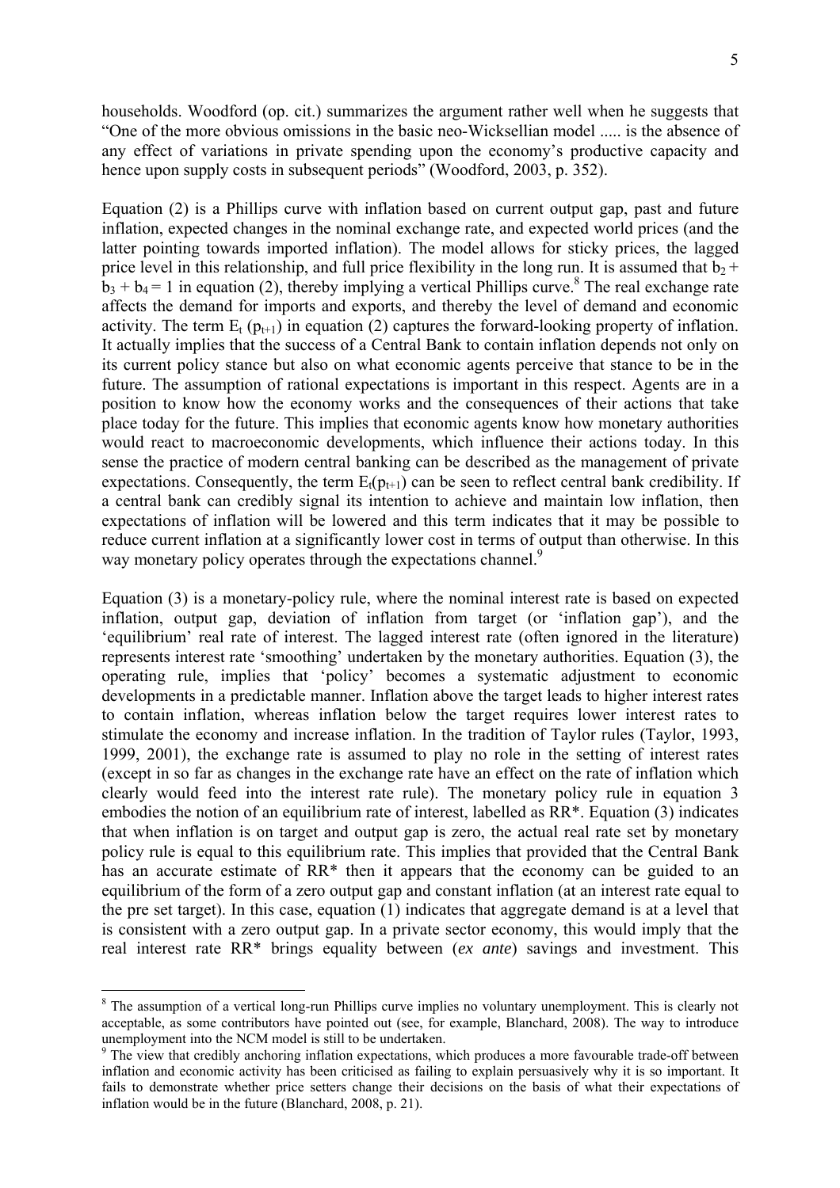households. Woodford (op. cit.) summarizes the argument rather well when he suggests that "One of the more obvious omissions in the basic neo-Wicksellian model ..... is the absence of any effect of variations in private spending upon the economy's productive capacity and hence upon supply costs in subsequent periods" (Woodford, 2003, p. 352).

Equation (2) is a Phillips curve with inflation based on current output gap, past and future inflation, expected changes in the nominal exchange rate, and expected world prices (and the latter pointing towards imported inflation). The model allows for sticky prices, the lagged price level in this relationship, and full price flexibility in the long run. It is assumed that $b_2 + b_3 + b_4 = 1$ in equation (2), thereby implying a vertical Phillips curve.[8] The real exchange rate affects the demand for imports and exports, and thereby the level of demand and economic activity. The term $E_t (p_{t+1})$ in equation (2) captures the forward-looking property of inflation. It actually implies that the success of a Central Bank to contain inflation depends not only on its current policy stance but also on what economic agents perceive that stance to be in the future. The assumption of rational expectations is important in this respect. Agents are in a position to know how the economy works and the consequences of their actions that take place today for the future. This implies that economic agents know how monetary authorities would react to macroeconomic developments, which influence their actions today. In this sense the practice of modern central banking can be described as the management of private expectations. Consequently, the term $E_t(p_{t+1})$ can be seen to reflect central bank credibility. If a central bank can credibly signal its intention to achieve and maintain low inflation, then expectations of inflation will be lowered and this term indicates that it may be possible to reduce current inflation at a significantly lower cost in terms of output than otherwise. In this way monetary policy operates through the expectations channel.[9]

Equation (3) is a monetary-policy rule, where the nominal interest rate is based on expected inflation, output gap, deviation of inflation from target (or 'inflation gap'), and the 'equilibrium' real rate of interest. The lagged interest rate (often ignored in the literature) represents interest rate 'smoothing' undertaken by the monetary authorities. Equation (3), the operating rule, implies that 'policy' becomes a systematic adjustment to economic developments in a predictable manner. Inflation above the target leads to higher interest rates to contain inflation, whereas inflation below the target requires lower interest rates to stimulate the economy and increase inflation. In the tradition of Taylor rules (Taylor, 1993, 1999, 2001), the exchange rate is assumed to play no role in the setting of interest rates (except in so far as changes in the exchange rate have an effect on the rate of inflation which clearly would feed into the interest rate rule). The monetary policy rule in equation 3 embodies the notion of an equilibrium rate of interest, labelled as RR*. Equation (3) indicates that when inflation is on target and output gap is zero, the actual real rate set by monetary policy rule is equal to this equilibrium rate. This implies that provided that the Central Bank has an accurate estimate of RR* then it appears that the economy can be guided to an equilibrium of the form of a zero output gap and constant inflation (at an interest rate equal to the pre set target). In this case, equation (1) indicates that aggregate demand is at a level that is consistent with a zero output gap. In a private sector economy, this would imply that the real interest rate RR* brings equality between (*ex ante*) savings and investment. This

---

[8] The assumption of a vertical long-run Phillips curve implies no voluntary unemployment. This is clearly not acceptable, as some contributors have pointed out (see, for example, Blanchard, 2008). The way to introduce unemployment into the NCM model is still to be undertaken.

[9] The view that credibly anchoring inflation expectations, which produces a more favourable trade-off between inflation and economic activity has been criticised as failing to explain persuasively why it is so important. It fails to demonstrate whether price setters change their decisions on the basis of what their expectations of inflation would be in the future (Blanchard, 2008, p. 21).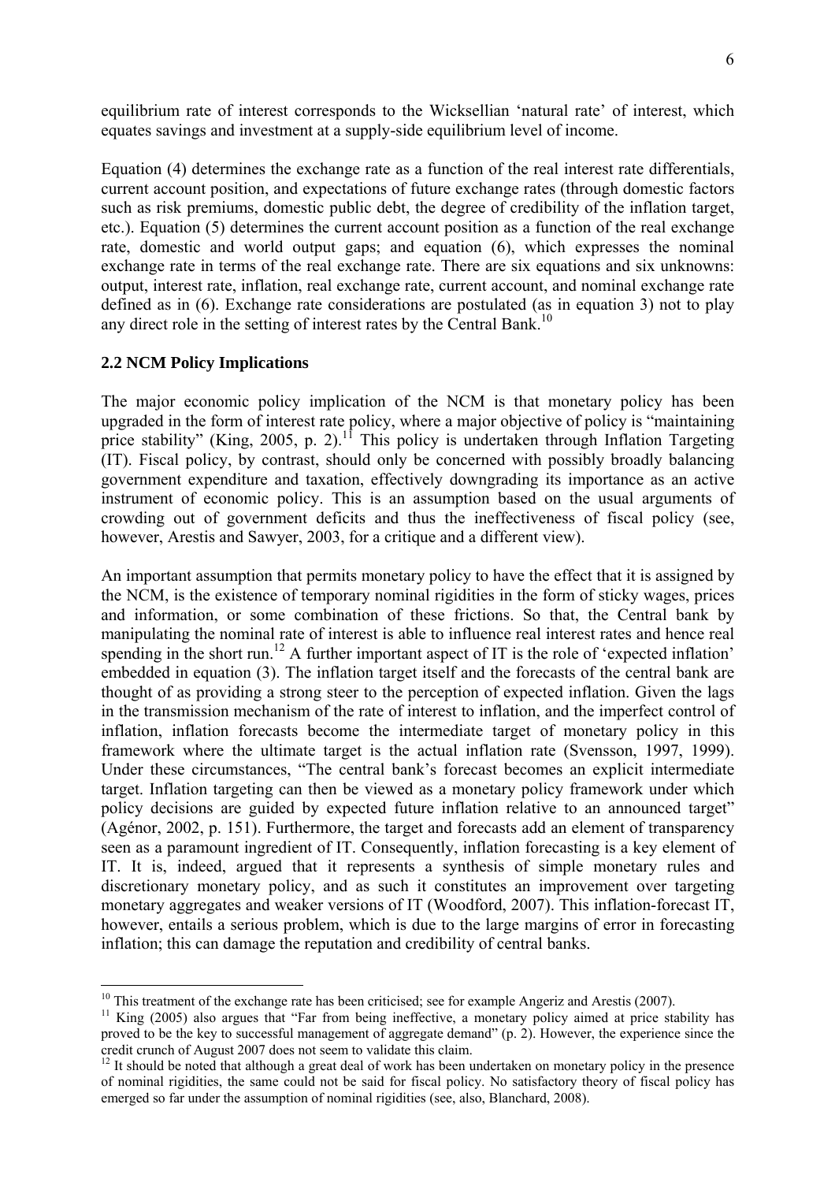equilibrium rate of interest corresponds to the Wicksellian 'natural rate' of interest, which equates savings and investment at a supply-side equilibrium level of income.

Equation (4) determines the exchange rate as a function of the real interest rate differentials, current account position, and expectations of future exchange rates (through domestic factors such as risk premiums, domestic public debt, the degree of credibility of the inflation target, etc.). Equation (5) determines the current account position as a function of the real exchange rate, domestic and world output gaps; and equation (6), which expresses the nominal exchange rate in terms of the real exchange rate. There are six equations and six unknowns: output, interest rate, inflation, real exchange rate, current account, and nominal exchange rate defined as in (6). Exchange rate considerations are postulated (as in equation 3) not to play any direct role in the setting of interest rates by the Central Bank.[10]

### 2.2 NCM Policy Implications

The major economic policy implication of the NCM is that monetary policy has been upgraded in the form of interest rate policy, where a major objective of policy is "maintaining price stability" (King, 2005, p. 2).[11] This policy is undertaken through Inflation Targeting (IT). Fiscal policy, by contrast, should only be concerned with possibly broadly balancing government expenditure and taxation, effectively downgrading its importance as an active instrument of economic policy. This is an assumption based on the usual arguments of crowding out of government deficits and thus the ineffectiveness of fiscal policy (see, however, Arestis and Sawyer, 2003, for a critique and a different view).

An important assumption that permits monetary policy to have the effect that it is assigned by the NCM, is the existence of temporary nominal rigidities in the form of sticky wages, prices and information, or some combination of these frictions. So that, the Central bank by manipulating the nominal rate of interest is able to influence real interest rates and hence real spending in the short run.[12] A further important aspect of IT is the role of 'expected inflation' embedded in equation (3). The inflation target itself and the forecasts of the central bank are thought of as providing a strong steer to the perception of expected inflation. Given the lags in the transmission mechanism of the rate of interest to inflation, and the imperfect control of inflation, inflation forecasts become the intermediate target of monetary policy in this framework where the ultimate target is the actual inflation rate (Svensson, 1997, 1999). Under these circumstances, "The central bank's forecast becomes an explicit intermediate target. Inflation targeting can then be viewed as a monetary policy framework under which policy decisions are guided by expected future inflation relative to an announced target" (Agénor, 2002, p. 151). Furthermore, the target and forecasts add an element of transparency seen as a paramount ingredient of IT. Consequently, inflation forecasting is a key element of IT. It is, indeed, argued that it represents a synthesis of simple monetary rules and discretionary monetary policy, and as such it constitutes an improvement over targeting monetary aggregates and weaker versions of IT (Woodford, 2007). This inflation-forecast IT, however, entails a serious problem, which is due to the large margins of error in forecasting inflation; this can damage the reputation and credibility of central banks.

---

[10] This treatment of the exchange rate has been criticised; see for example Angeriz and Arestis (2007).

[11] King (2005) also argues that "Far from being ineffective, a monetary policy aimed at price stability has proved to be the key to successful management of aggregate demand" (p. 2). However, the experience since the credit crunch of August 2007 does not seem to validate this claim.

[12] It should be noted that although a great deal of work has been undertaken on monetary policy in the presence of nominal rigidities, the same could not be said for fiscal policy. No satisfactory theory of fiscal policy has emerged so far under the assumption of nominal rigidities (see, also, Blanchard, 2008).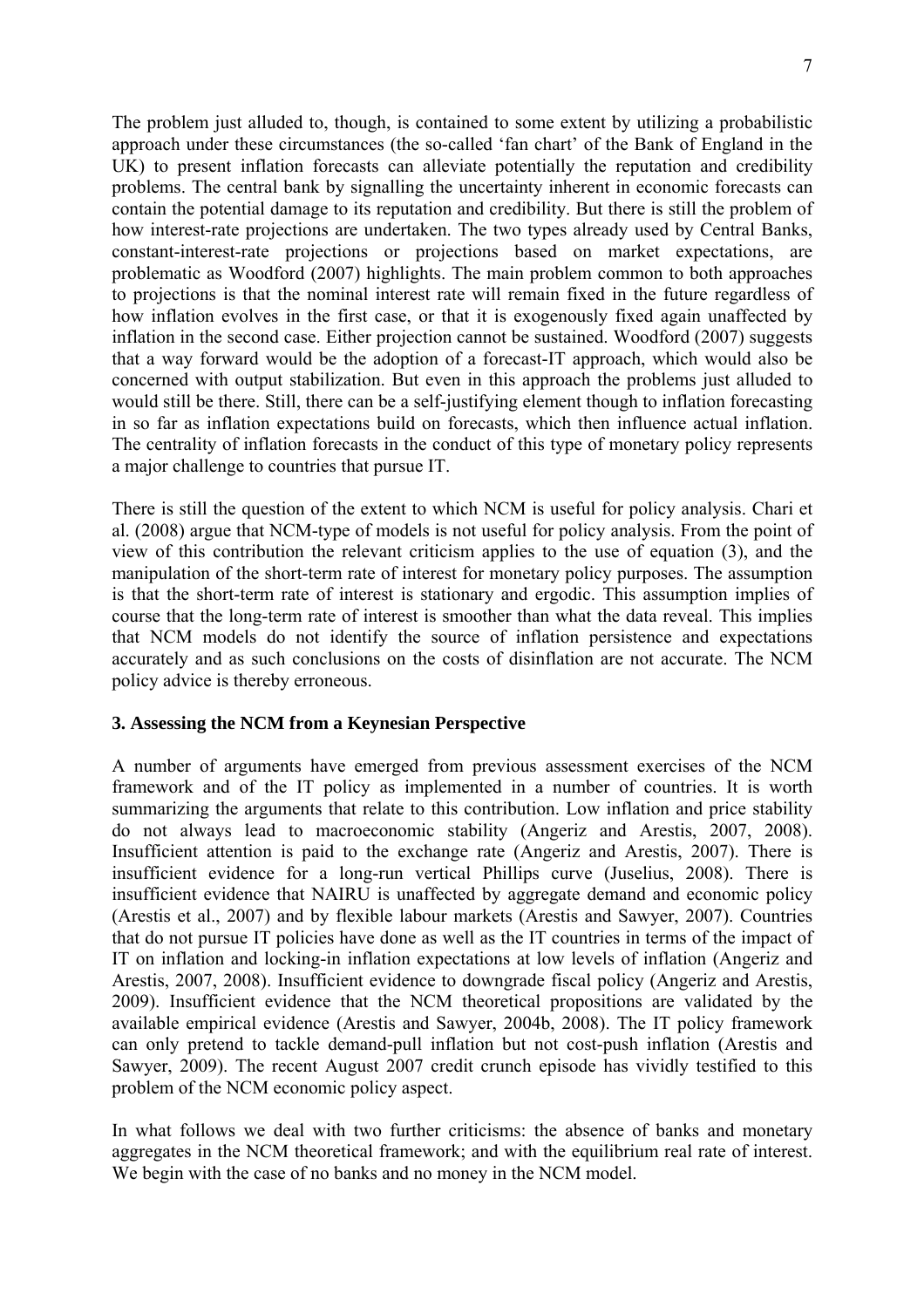The problem just alluded to, though, is contained to some extent by utilizing a probabilistic approach under these circumstances (the so-called 'fan chart' of the Bank of England in the UK) to present inflation forecasts can alleviate potentially the reputation and credibility problems. The central bank by signalling the uncertainty inherent in economic forecasts can contain the potential damage to its reputation and credibility. But there is still the problem of how interest-rate projections are undertaken. The two types already used by Central Banks, constant-interest-rate projections or projections based on market expectations, are problematic as Woodford (2007) highlights. The main problem common to both approaches to projections is that the nominal interest rate will remain fixed in the future regardless of how inflation evolves in the first case, or that it is exogenously fixed again unaffected by inflation in the second case. Either projection cannot be sustained. Woodford (2007) suggests that a way forward would be the adoption of a forecast-IT approach, which would also be concerned with output stabilization. But even in this approach the problems just alluded to would still be there. Still, there can be a self-justifying element though to inflation forecasting in so far as inflation expectations build on forecasts, which then influence actual inflation. The centrality of inflation forecasts in the conduct of this type of monetary policy represents a major challenge to countries that pursue IT.

There is still the question of the extent to which NCM is useful for policy analysis. Chari et al. (2008) argue that NCM-type of models is not useful for policy analysis. From the point of view of this contribution the relevant criticism applies to the use of equation (3), and the manipulation of the short-term rate of interest for monetary policy purposes. The assumption is that the short-term rate of interest is stationary and ergodic. This assumption implies of course that the long-term rate of interest is smoother than what the data reveal. This implies that NCM models do not identify the source of inflation persistence and expectations accurately and as such conclusions on the costs of disinflation are not accurate. The NCM policy advice is thereby erroneous.

### 3. Assessing the NCM from a Keynesian Perspective

A number of arguments have emerged from previous assessment exercises of the NCM framework and of the IT policy as implemented in a number of countries. It is worth summarizing the arguments that relate to this contribution. Low inflation and price stability do not always lead to macroeconomic stability (Angeriz and Arestis, 2007, 2008). Insufficient attention is paid to the exchange rate (Angeriz and Arestis, 2007). There is insufficient evidence for a long-run vertical Phillips curve (Juselius, 2008). There is insufficient evidence that NAIRU is unaffected by aggregate demand and economic policy (Arestis et al., 2007) and by flexible labour markets (Arestis and Sawyer, 2007). Countries that do not pursue IT policies have done as well as the IT countries in terms of the impact of IT on inflation and locking-in inflation expectations at low levels of inflation (Angeriz and Arestis, 2007, 2008). Insufficient evidence to downgrade fiscal policy (Angeriz and Arestis, 2009). Insufficient evidence that the NCM theoretical propositions are validated by the available empirical evidence (Arestis and Sawyer, 2004b, 2008). The IT policy framework can only pretend to tackle demand-pull inflation but not cost-push inflation (Arestis and Sawyer, 2009). The recent August 2007 credit crunch episode has vividly testified to this problem of the NCM economic policy aspect.

In what follows we deal with two further criticisms: the absence of banks and monetary aggregates in the NCM theoretical framework; and with the equilibrium real rate of interest. We begin with the case of no banks and no money in the NCM model.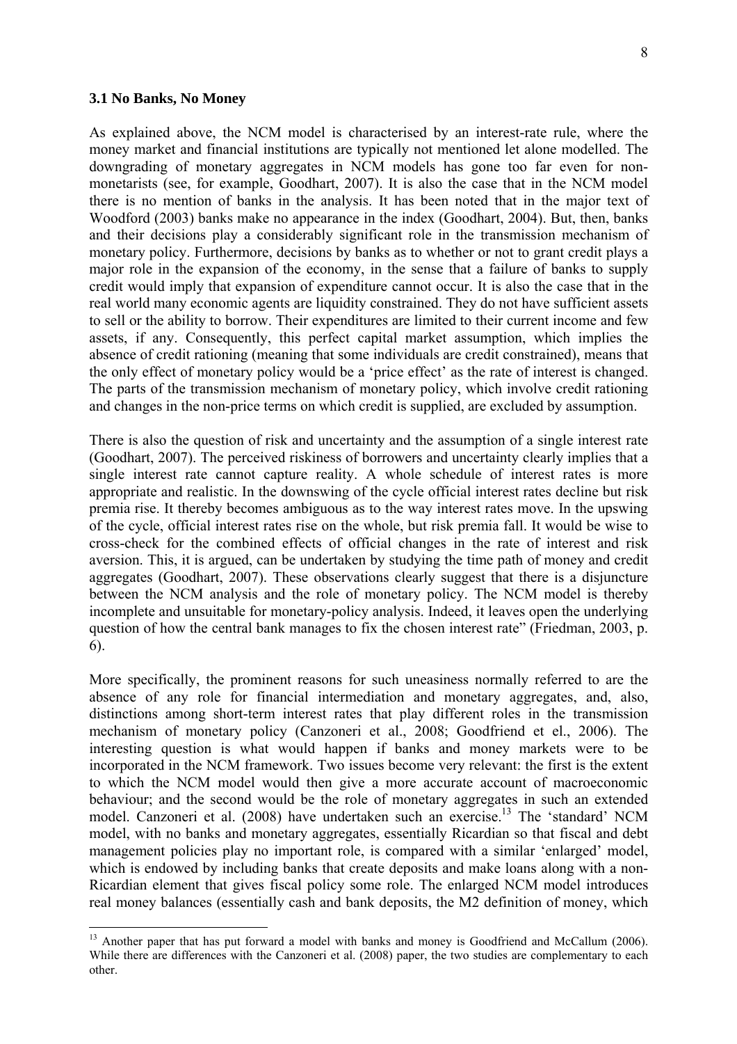### 3.1 No Banks, No Money

As explained above, the NCM model is characterised by an interest-rate rule, where the money market and financial institutions are typically not mentioned let alone modelled. The downgrading of monetary aggregates in NCM models has gone too far even for non-monetarists (see, for example, Goodhart, 2007). It is also the case that in the NCM model there is no mention of banks in the analysis. It has been noted that in the major text of Woodford (2003) banks make no appearance in the index (Goodhart, 2004). But, then, banks and their decisions play a considerably significant role in the transmission mechanism of monetary policy. Furthermore, decisions by banks as to whether or not to grant credit plays a major role in the expansion of the economy, in the sense that a failure of banks to supply credit would imply that expansion of expenditure cannot occur. It is also the case that in the real world many economic agents are liquidity constrained. They do not have sufficient assets to sell or the ability to borrow. Their expenditures are limited to their current income and few assets, if any. Consequently, this perfect capital market assumption, which implies the absence of credit rationing (meaning that some individuals are credit constrained), means that the only effect of monetary policy would be a 'price effect' as the rate of interest is changed. The parts of the transmission mechanism of monetary policy, which involve credit rationing and changes in the non-price terms on which credit is supplied, are excluded by assumption.

There is also the question of risk and uncertainty and the assumption of a single interest rate (Goodhart, 2007). The perceived riskiness of borrowers and uncertainty clearly implies that a single interest rate cannot capture reality. A whole schedule of interest rates is more appropriate and realistic. In the downswing of the cycle official interest rates decline but risk premia rise. It thereby becomes ambiguous as to the way interest rates move. In the upswing of the cycle, official interest rates rise on the whole, but risk premia fall. It would be wise to cross-check for the combined effects of official changes in the rate of interest and risk aversion. This, it is argued, can be undertaken by studying the time path of money and credit aggregates (Goodhart, 2007). These observations clearly suggest that there is a disjuncture between the NCM analysis and the role of monetary policy. The NCM model is thereby incomplete and unsuitable for monetary-policy analysis. Indeed, it leaves open the underlying question of how the central bank manages to fix the chosen interest rate" (Friedman, 2003, p. 6).

More specifically, the prominent reasons for such uneasiness normally referred to are the absence of any role for financial intermediation and monetary aggregates, and, also, distinctions among short-term interest rates that play different roles in the transmission mechanism of monetary policy (Canzoneri et al., 2008; Goodfriend et el., 2006). The interesting question is what would happen if banks and money markets were to be incorporated in the NCM framework. Two issues become very relevant: the first is the extent to which the NCM model would then give a more accurate account of macroeconomic behaviour; and the second would be the role of monetary aggregates in such an extended model. Canzoneri et al. (2008) have undertaken such an exercise.[13] The 'standard' NCM model, with no banks and monetary aggregates, essentially Ricardian so that fiscal and debt management policies play no important role, is compared with a similar 'enlarged' model, which is endowed by including banks that create deposits and make loans along with a non-Ricardian element that gives fiscal policy some role. The enlarged NCM model introduces real money balances (essentially cash and bank deposits, the M2 definition of money, which

[13] Another paper that has put forward a model with banks and money is Goodfriend and McCallum (2006). While there are differences with the Canzoneri et al. (2008) paper, the two studies are complementary to each other.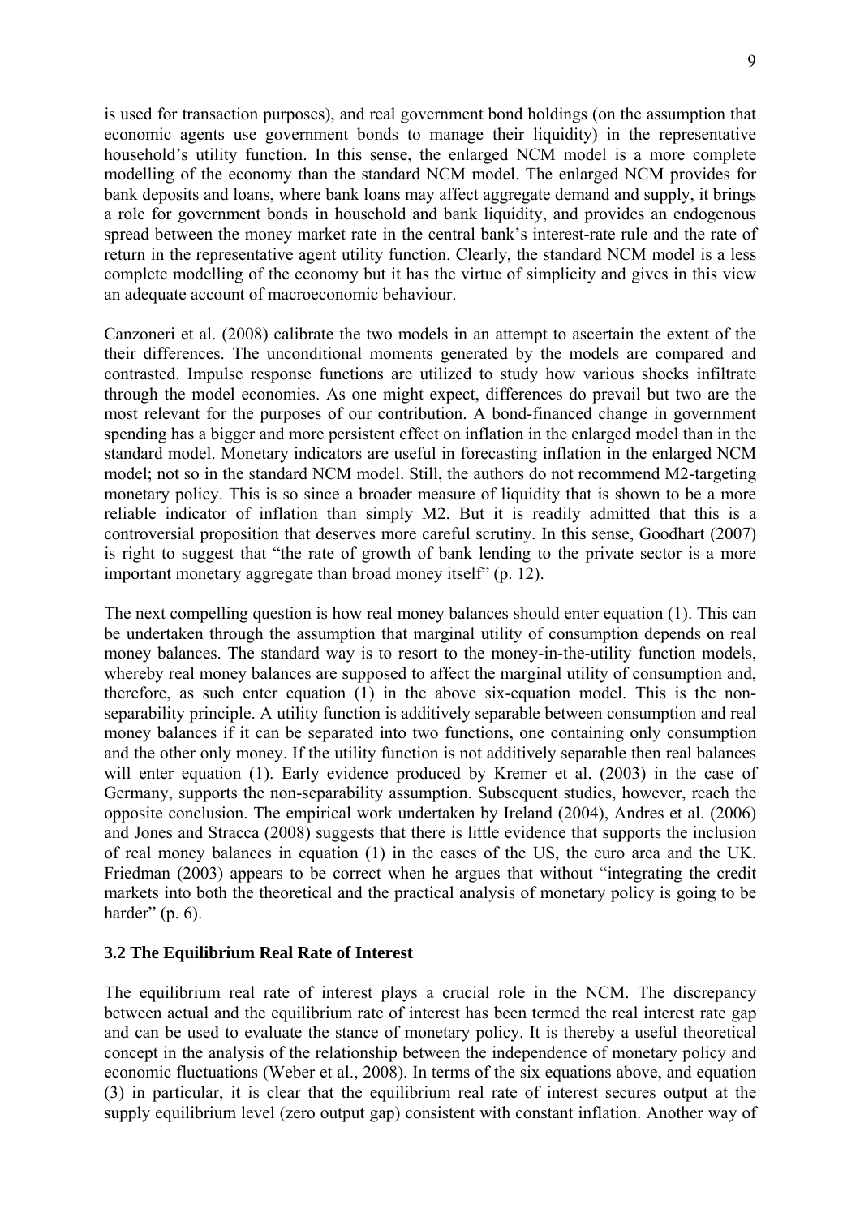is used for transaction purposes), and real government bond holdings (on the assumption that economic agents use government bonds to manage their liquidity) in the representative household's utility function. In this sense, the enlarged NCM model is a more complete modelling of the economy than the standard NCM model. The enlarged NCM provides for bank deposits and loans, where bank loans may affect aggregate demand and supply, it brings a role for government bonds in household and bank liquidity, and provides an endogenous spread between the money market rate in the central bank's interest-rate rule and the rate of return in the representative agent utility function. Clearly, the standard NCM model is a less complete modelling of the economy but it has the virtue of simplicity and gives in this view an adequate account of macroeconomic behaviour.

Canzoneri et al. (2008) calibrate the two models in an attempt to ascertain the extent of the their differences. The unconditional moments generated by the models are compared and contrasted. Impulse response functions are utilized to study how various shocks infiltrate through the model economies. As one might expect, differences do prevail but two are the most relevant for the purposes of our contribution. A bond-financed change in government spending has a bigger and more persistent effect on inflation in the enlarged model than in the standard model. Monetary indicators are useful in forecasting inflation in the enlarged NCM model; not so in the standard NCM model. Still, the authors do not recommend M2-targeting monetary policy. This is so since a broader measure of liquidity that is shown to be a more reliable indicator of inflation than simply M2. But it is readily admitted that this is a controversial proposition that deserves more careful scrutiny. In this sense, Goodhart (2007) is right to suggest that "the rate of growth of bank lending to the private sector is a more important monetary aggregate than broad money itself" (p. 12).

The next compelling question is how real money balances should enter equation (1). This can be undertaken through the assumption that marginal utility of consumption depends on real money balances. The standard way is to resort to the money-in-the-utility function models, whereby real money balances are supposed to affect the marginal utility of consumption and, therefore, as such enter equation (1) in the above six-equation model. This is the non-separability principle. A utility function is additively separable between consumption and real money balances if it can be separated into two functions, one containing only consumption and the other only money. If the utility function is not additively separable then real balances will enter equation (1). Early evidence produced by Kremer et al. (2003) in the case of Germany, supports the non-separability assumption. Subsequent studies, however, reach the opposite conclusion. The empirical work undertaken by Ireland (2004), Andres et al. (2006) and Jones and Stracca (2008) suggests that there is little evidence that supports the inclusion of real money balances in equation (1) in the cases of the US, the euro area and the UK. Friedman (2003) appears to be correct when he argues that without "integrating the credit markets into both the theoretical and the practical analysis of monetary policy is going to be harder" (p. 6).

### 3.2 The Equilibrium Real Rate of Interest

The equilibrium real rate of interest plays a crucial role in the NCM. The discrepancy between actual and the equilibrium rate of interest has been termed the real interest rate gap and can be used to evaluate the stance of monetary policy. It is thereby a useful theoretical concept in the analysis of the relationship between the independence of monetary policy and economic fluctuations (Weber et al., 2008). In terms of the six equations above, and equation (3) in particular, it is clear that the equilibrium real rate of interest secures output at the supply equilibrium level (zero output gap) consistent with constant inflation. Another way of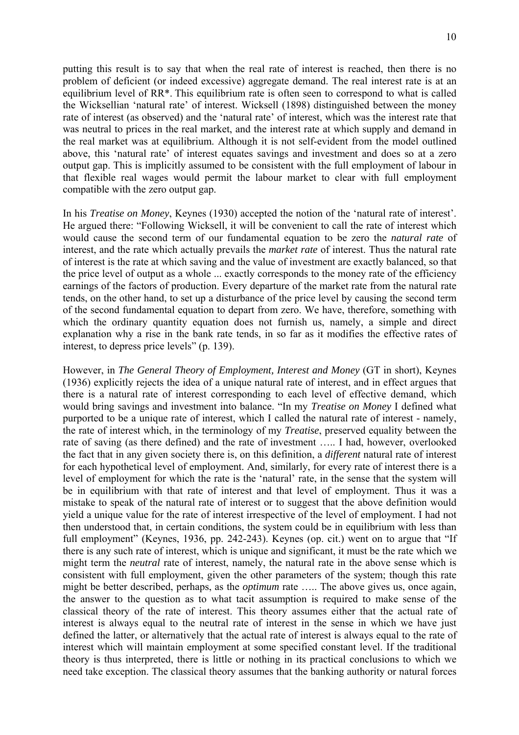putting this result is to say that when the real rate of interest is reached, then there is no problem of deficient (or indeed excessive) aggregate demand. The real interest rate is at an equilibrium level of RR*. This equilibrium rate is often seen to correspond to what is called the Wicksellian 'natural rate' of interest. Wicksell (1898) distinguished between the money rate of interest (as observed) and the 'natural rate' of interest, which was the interest rate that was neutral to prices in the real market, and the interest rate at which supply and demand in the real market was at equilibrium. Although it is not self-evident from the model outlined above, this 'natural rate' of interest equates savings and investment and does so at a zero output gap. This is implicitly assumed to be consistent with the full employment of labour in that flexible real wages would permit the labour market to clear with full employment compatible with the zero output gap.

In his *Treatise on Money*, Keynes (1930) accepted the notion of the 'natural rate of interest'. He argued there: "Following Wicksell, it will be convenient to call the rate of interest which would cause the second term of our fundamental equation to be zero the *natural rate* of interest, and the rate which actually prevails the *market rate* of interest. Thus the natural rate of interest is the rate at which saving and the value of investment are exactly balanced, so that the price level of output as a whole ... exactly corresponds to the money rate of the efficiency earnings of the factors of production. Every departure of the market rate from the natural rate tends, on the other hand, to set up a disturbance of the price level by causing the second term of the second fundamental equation to depart from zero. We have, therefore, something with which the ordinary quantity equation does not furnish us, namely, a simple and direct explanation why a rise in the bank rate tends, in so far as it modifies the effective rates of interest, to depress price levels" (p. 139).

However, in *The General Theory of Employment, Interest and Money* (GT in short), Keynes (1936) explicitly rejects the idea of a unique natural rate of interest, and in effect argues that there is a natural rate of interest corresponding to each level of effective demand, which would bring savings and investment into balance. "In my *Treatise on Money* I defined what purported to be a unique rate of interest, which I called the natural rate of interest - namely, the rate of interest which, in the terminology of my *Treatise*, preserved equality between the rate of saving (as there defined) and the rate of investment ….. I had, however, overlooked the fact that in any given society there is, on this definition, a *different* natural rate of interest for each hypothetical level of employment. And, similarly, for every rate of interest there is a level of employment for which the rate is the 'natural' rate, in the sense that the system will be in equilibrium with that rate of interest and that level of employment. Thus it was a mistake to speak of the natural rate of interest or to suggest that the above definition would yield a unique value for the rate of interest irrespective of the level of employment. I had not then understood that, in certain conditions, the system could be in equilibrium with less than full employment" (Keynes, 1936, pp. 242-243). Keynes (op. cit.) went on to argue that "If there is any such rate of interest, which is unique and significant, it must be the rate which we might term the *neutral* rate of interest, namely, the natural rate in the above sense which is consistent with full employment, given the other parameters of the system; though this rate might be better described, perhaps, as the *optimum* rate ….. The above gives us, once again, the answer to the question as to what tacit assumption is required to make sense of the classical theory of the rate of interest. This theory assumes either that the actual rate of interest is always equal to the neutral rate of interest in the sense in which we have just defined the latter, or alternatively that the actual rate of interest is always equal to the rate of interest which will maintain employment at some specified constant level. If the traditional theory is thus interpreted, there is little or nothing in its practical conclusions to which we need take exception. The classical theory assumes that the banking authority or natural forces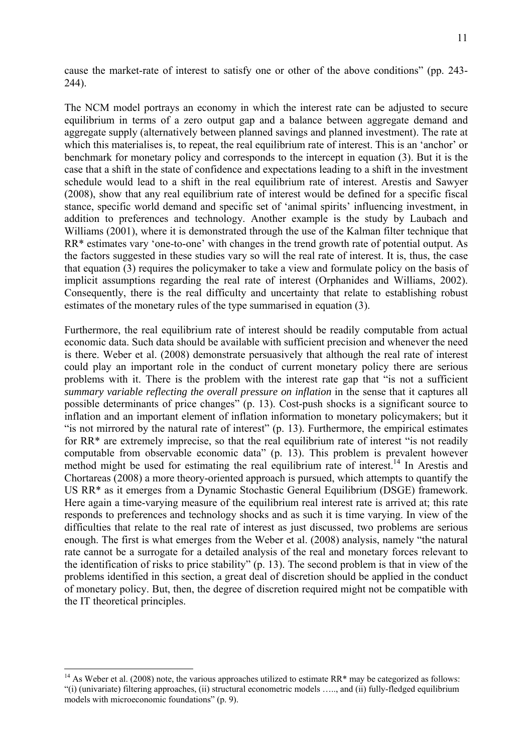cause the market-rate of interest to satisfy one or other of the above conditions" (pp. 243-244).

The NCM model portrays an economy in which the interest rate can be adjusted to secure equilibrium in terms of a zero output gap and a balance between aggregate demand and aggregate supply (alternatively between planned savings and planned investment). The rate at which this materialises is, to repeat, the real equilibrium rate of interest. This is an 'anchor' or benchmark for monetary policy and corresponds to the intercept in equation (3). But it is the case that a shift in the state of confidence and expectations leading to a shift in the investment schedule would lead to a shift in the real equilibrium rate of interest. Arestis and Sawyer (2008), show that any real equilibrium rate of interest would be defined for a specific fiscal stance, specific world demand and specific set of 'animal spirits' influencing investment, in addition to preferences and technology. Another example is the study by Laubach and Williams (2001), where it is demonstrated through the use of the Kalman filter technique that RR* estimates vary 'one-to-one' with changes in the trend growth rate of potential output. As the factors suggested in these studies vary so will the real rate of interest. It is, thus, the case that equation (3) requires the policymaker to take a view and formulate policy on the basis of implicit assumptions regarding the real rate of interest (Orphanides and Williams, 2002). Consequently, there is the real difficulty and uncertainty that relate to establishing robust estimates of the monetary rules of the type summarised in equation (3).

Furthermore, the real equilibrium rate of interest should be readily computable from actual economic data. Such data should be available with sufficient precision and whenever the need is there. Weber et al. (2008) demonstrate persuasively that although the real rate of interest could play an important role in the conduct of current monetary policy there are serious problems with it. There is the problem with the interest rate gap that "is not a sufficient *summary variable reflecting the overall pressure on inflation* in the sense that it captures all possible determinants of price changes" (p. 13). Cost-push shocks is a significant source to inflation and an important element of inflation information to monetary policymakers; but it "is not mirrored by the natural rate of interest" (p. 13). Furthermore, the empirical estimates for RR* are extremely imprecise, so that the real equilibrium rate of interest "is not readily computable from observable economic data" (p. 13). This problem is prevalent however method might be used for estimating the real equilibrium rate of interest.[14] In Arestis and Chortareas (2008) a more theory-oriented approach is pursued, which attempts to quantify the US RR* as it emerges from a Dynamic Stochastic General Equilibrium (DSGE) framework. Here again a time-varying measure of the equilibrium real interest rate is arrived at; this rate responds to preferences and technology shocks and as such it is time varying. In view of the difficulties that relate to the real rate of interest as just discussed, two problems are serious enough. The first is what emerges from the Weber et al. (2008) analysis, namely "the natural rate cannot be a surrogate for a detailed analysis of the real and monetary forces relevant to the identification of risks to price stability" (p. 13). The second problem is that in view of the problems identified in this section, a great deal of discretion should be applied in the conduct of monetary policy. But, then, the degree of discretion required might not be compatible with the IT theoretical principles.

[14] As Weber et al. (2008) note, the various approaches utilized to estimate RR* may be categorized as follows: "(i) (univariate) filtering approaches, (ii) structural econometric models ….., and (ii) fully-fledged equilibrium models with microeconomic foundations" (p. 9).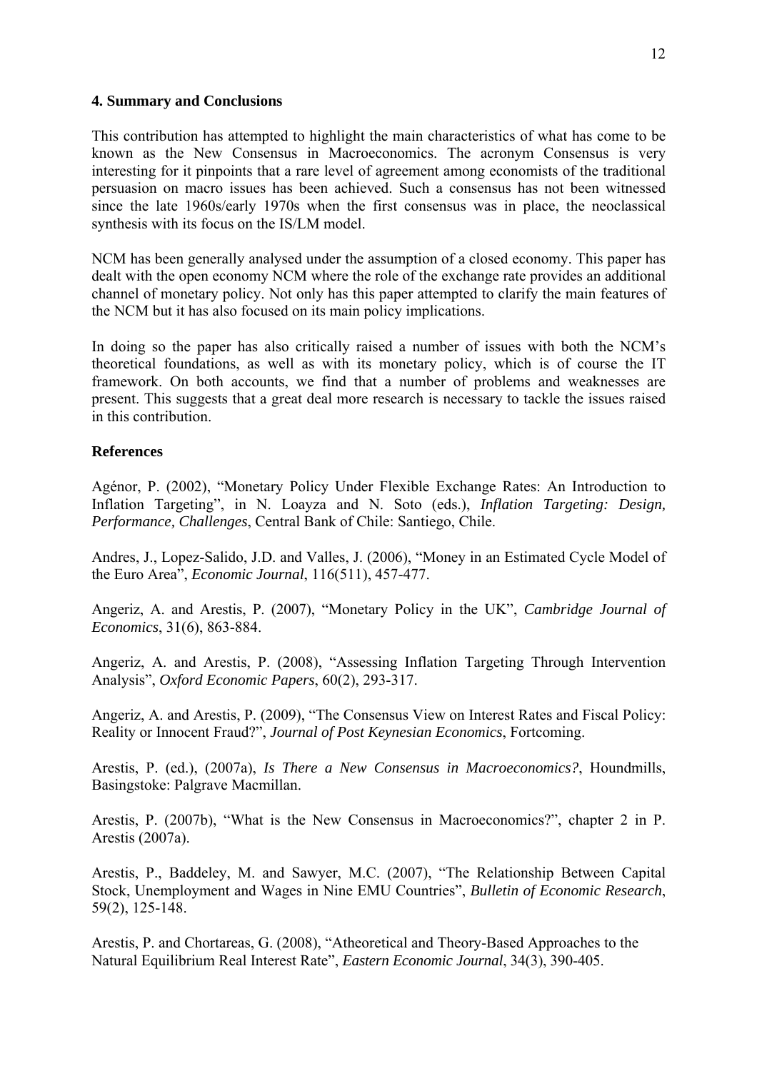## 4. Summary and Conclusions

This contribution has attempted to highlight the main characteristics of what has come to be known as the New Consensus in Macroeconomics. The acronym Consensus is very interesting for it pinpoints that a rare level of agreement among economists of the traditional persuasion on macro issues has been achieved. Such a consensus has not been witnessed since the late 1960s/early 1970s when the first consensus was in place, the neoclassical synthesis with its focus on the IS/LM model.

NCM has been generally analysed under the assumption of a closed economy. This paper has dealt with the open economy NCM where the role of the exchange rate provides an additional channel of monetary policy. Not only has this paper attempted to clarify the main features of the NCM but it has also focused on its main policy implications.

In doing so the paper has also critically raised a number of issues with both the NCM's theoretical foundations, as well as with its monetary policy, which is of course the IT framework. On both accounts, we find that a number of problems and weaknesses are present. This suggests that a great deal more research is necessary to tackle the issues raised in this contribution.

## References

Agénor, P. (2002), "Monetary Policy Under Flexible Exchange Rates: An Introduction to Inflation Targeting", in N. Loayza and N. Soto (eds.), *Inflation Targeting: Design, Performance, Challenges*, Central Bank of Chile: Santiego, Chile.

Andres, J., Lopez-Salido, J.D. and Valles, J. (2006), "Money in an Estimated Cycle Model of the Euro Area", *Economic Journal*, 116(511), 457-477.

Angeriz, A. and Arestis, P. (2007), "Monetary Policy in the UK", *Cambridge Journal of Economics*, 31(6), 863-884.

Angeriz, A. and Arestis, P. (2008), "Assessing Inflation Targeting Through Intervention Analysis", *Oxford Economic Papers*, 60(2), 293-317.

Angeriz, A. and Arestis, P. (2009), "The Consensus View on Interest Rates and Fiscal Policy: Reality or Innocent Fraud?", *Journal of Post Keynesian Economics*, Fortcoming.

Arestis, P. (ed.), (2007a), *Is There a New Consensus in Macroeconomics?*, Houndmills, Basingstoke: Palgrave Macmillan.

Arestis, P. (2007b), "What is the New Consensus in Macroeconomics?", chapter 2 in P. Arestis (2007a).

Arestis, P., Baddeley, M. and Sawyer, M.C. (2007), "The Relationship Between Capital Stock, Unemployment and Wages in Nine EMU Countries", *Bulletin of Economic Research*, 59(2), 125-148.

Arestis, P. and Chortareas, G. (2008), "Atheoretical and Theory-Based Approaches to the Natural Equilibrium Real Interest Rate", *Eastern Economic Journal*, 34(3), 390-405.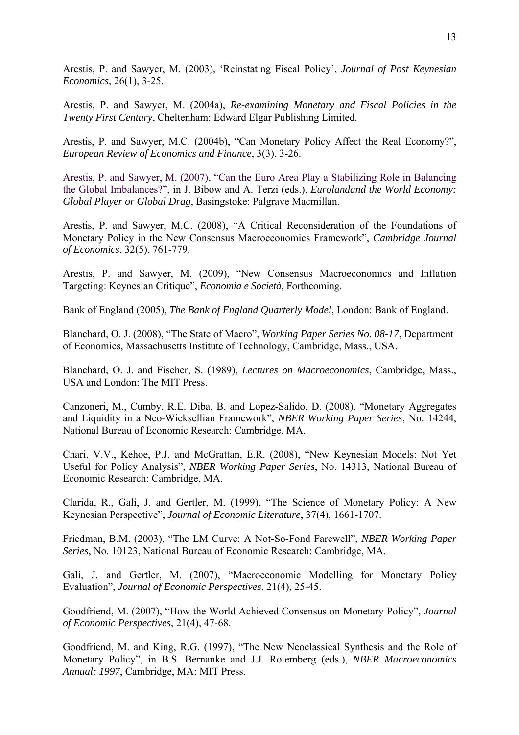Arestis, P. and Sawyer, M. (2003), 'Reinstating Fiscal Policy', *Journal of Post Keynesian Economics*, 26(1), 3-25.

Arestis, P. and Sawyer, M. (2004a), *Re-examining Monetary and Fiscal Policies in the Twenty First Century*, Cheltenham: Edward Elgar Publishing Limited.

Arestis, P. and Sawyer, M.C. (2004b), "Can Monetary Policy Affect the Real Economy?", *European Review of Economics and Finance*, 3(3), 3-26.

Arestis, P. and Sawyer, M. (2007), "Can the Euro Area Play a Stabilizing Role in Balancing the Global Imbalances?", in J. Bibow and A. Terzi (eds.), *Eurolandand the World Economy: Global Player or Global Drag*, Basingstoke: Palgrave Macmillan.

Arestis, P. and Sawyer, M.C. (2008), "A Critical Reconsideration of the Foundations of Monetary Policy in the New Consensus Macroeconomics Framework", *Cambridge Journal of Economics*, 32(5), 761-779.

Arestis, P. and Sawyer, M. (2009), "New Consensus Macroeconomics and Inflation Targeting: Keynesian Critique", *Economia e Società*, Forthcoming.

Bank of England (2005), *The Bank of England Quarterly Model*, London: Bank of England.

Blanchard, O. J. (2008), "The State of Macro", *Working Paper Series No. 08-17*, Department of Economics, Massachusetts Institute of Technology, Cambridge, Mass., USA.

Blanchard, O. J. and Fischer, S. (1989), *Lectures on Macroeconomics*, Cambridge, Mass., USA and London: The MIT Press.

Canzoneri, M., Cumby, R.E. Diba, B. and Lopez-Salido, D. (2008), "Monetary Aggregates and Liquidity in a Neo-Wicksellian Framework", *NBER Working Paper Series*, No. 14244, National Bureau of Economic Research: Cambridge, MA.

Chari, V.V., Kehoe, P.J. and McGrattan, E.R. (2008), "New Keynesian Models: Not Yet Useful for Policy Analysis", *NBER Working Paper Series*, No. 14313, National Bureau of Economic Research: Cambridge, MA.

Clarida, R., Galí, J. and Gertler, M. (1999), "The Science of Monetary Policy: A New Keynesian Perspective", *Journal of Economic Literature*, 37(4), 1661-1707.

Friedman, B.M. (2003), "The LM Curve: A Not-So-Fond Farewell", *NBER Working Paper Series*, No. 10123, National Bureau of Economic Research: Cambridge, MA.

Galí, J. and Gertler, M. (2007), "Macroeconomic Modelling for Monetary Policy Evaluation", *Journal of Economic Perspectives*, 21(4), 25-45.

Goodfriend, M. (2007), "How the World Achieved Consensus on Monetary Policy", *Journal of Economic Perspectives*, 21(4), 47-68.

Goodfriend, M. and King, R.G. (1997), "The New Neoclassical Synthesis and the Role of Monetary Policy", in B.S. Bernanke and J.J. Rotemberg (eds.), *NBER Macroeconomics Annual: 1997*, Cambridge, MA: MIT Press.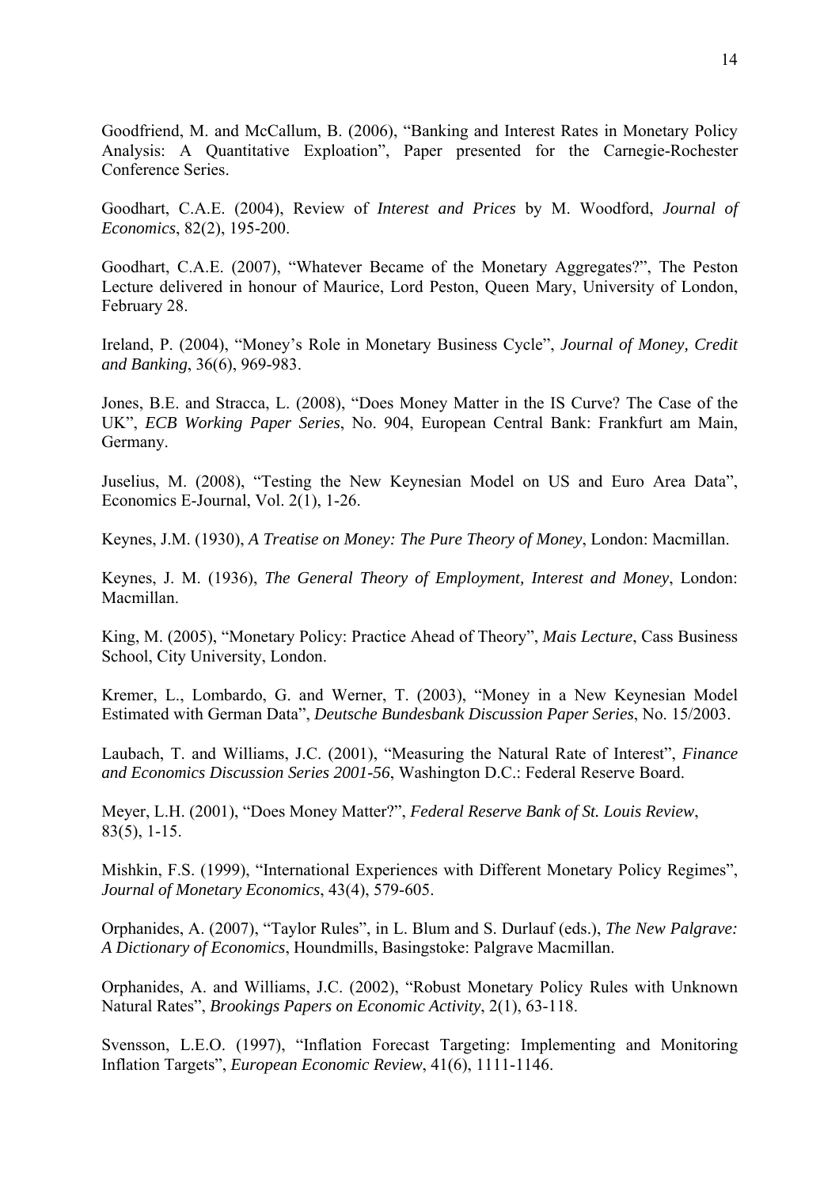Goodfriend, M. and McCallum, B. (2006), "Banking and Interest Rates in Monetary Policy Analysis: A Quantitative Exploation", Paper presented for the Carnegie-Rochester Conference Series.

Goodhart, C.A.E. (2004), Review of *Interest and Prices* by M. Woodford, *Journal of Economics*, 82(2), 195-200.

Goodhart, C.A.E. (2007), "Whatever Became of the Monetary Aggregates?", The Peston Lecture delivered in honour of Maurice, Lord Peston, Queen Mary, University of London, February 28.

Ireland, P. (2004), "Money's Role in Monetary Business Cycle", *Journal of Money, Credit and Banking*, 36(6), 969-983.

Jones, B.E. and Stracca, L. (2008), "Does Money Matter in the IS Curve? The Case of the UK", *ECB Working Paper Series*, No. 904, European Central Bank: Frankfurt am Main, Germany.

Juselius, M. (2008), "Testing the New Keynesian Model on US and Euro Area Data", Economics E-Journal, Vol. 2(1), 1-26.

Keynes, J.M. (1930), *A Treatise on Money: The Pure Theory of Money*, London: Macmillan.

Keynes, J. M. (1936), *The General Theory of Employment, Interest and Money*, London: Macmillan.

King, M. (2005), "Monetary Policy: Practice Ahead of Theory", *Mais Lecture*, Cass Business School, City University, London.

Kremer, L., Lombardo, G. and Werner, T. (2003), "Money in a New Keynesian Model Estimated with German Data", *Deutsche Bundesbank Discussion Paper Series*, No. 15/2003.

Laubach, T. and Williams, J.C. (2001), "Measuring the Natural Rate of Interest", *Finance and Economics Discussion Series 2001-56*, Washington D.C.: Federal Reserve Board.

Meyer, L.H. (2001), "Does Money Matter?", *Federal Reserve Bank of St. Louis Review*, 83(5), 1-15.

Mishkin, F.S. (1999), "International Experiences with Different Monetary Policy Regimes", *Journal of Monetary Economics*, 43(4), 579-605.

Orphanides, A. (2007), "Taylor Rules", in L. Blum and S. Durlauf (eds.), *The New Palgrave: A Dictionary of Economics*, Houndmills, Basingstoke: Palgrave Macmillan.

Orphanides, A. and Williams, J.C. (2002), "Robust Monetary Policy Rules with Unknown Natural Rates", *Brookings Papers on Economic Activity*, 2(1), 63-118.

Svensson, L.E.O. (1997), "Inflation Forecast Targeting: Implementing and Monitoring Inflation Targets", *European Economic Review*, 41(6), 1111-1146.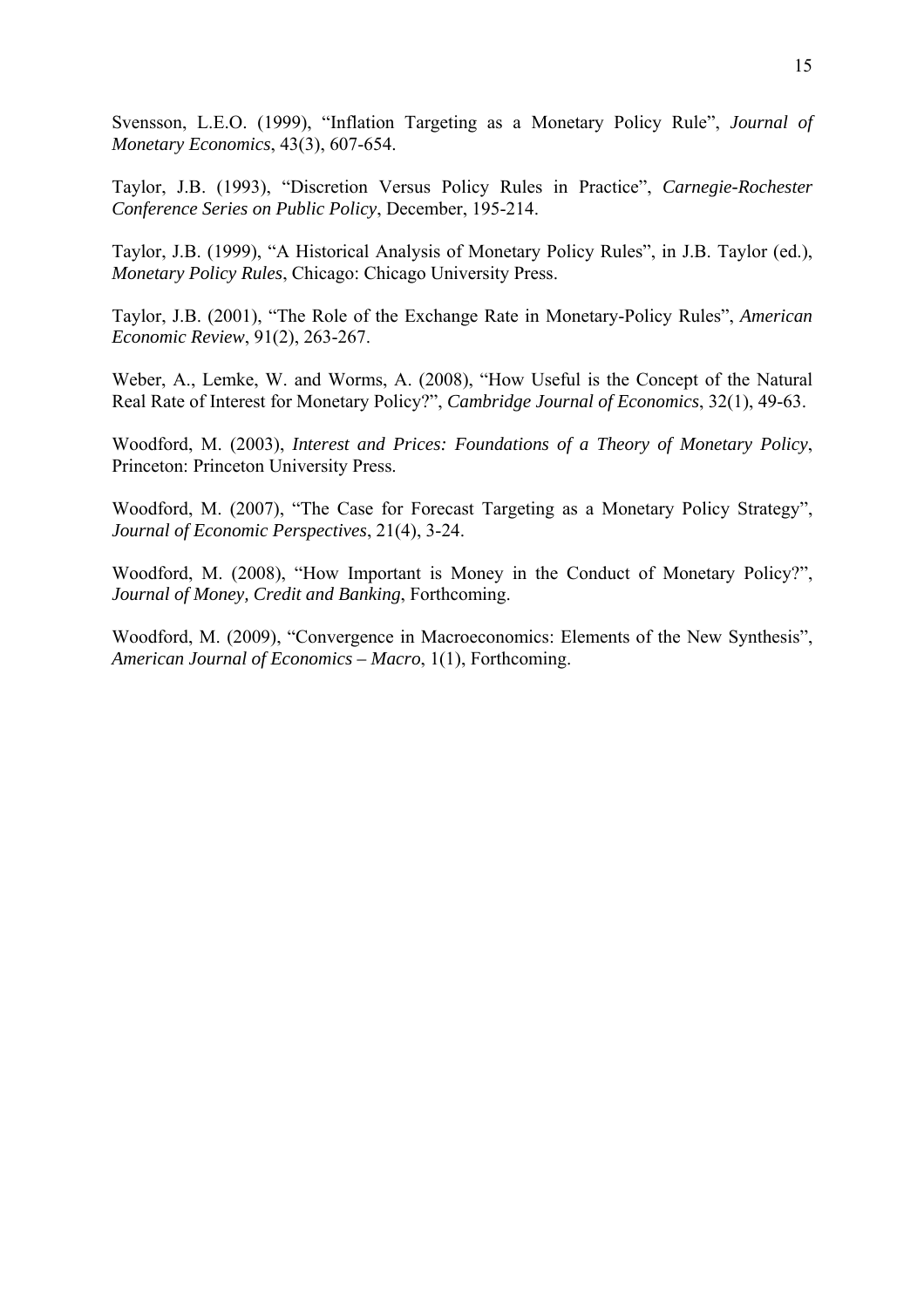Svensson, L.E.O. (1999), "Inflation Targeting as a Monetary Policy Rule", *Journal of Monetary Economics*, 43(3), 607-654.

Taylor, J.B. (1993), "Discretion Versus Policy Rules in Practice", *Carnegie-Rochester Conference Series on Public Policy*, December, 195-214.

Taylor, J.B. (1999), "A Historical Analysis of Monetary Policy Rules", in J.B. Taylor (ed.), *Monetary Policy Rules*, Chicago: Chicago University Press.

Taylor, J.B. (2001), "The Role of the Exchange Rate in Monetary-Policy Rules", *American Economic Review*, 91(2), 263-267.

Weber, A., Lemke, W. and Worms, A. (2008), "How Useful is the Concept of the Natural Real Rate of Interest for Monetary Policy?", *Cambridge Journal of Economics*, 32(1), 49-63.

Woodford, M. (2003), *Interest and Prices: Foundations of a Theory of Monetary Policy*, Princeton: Princeton University Press.

Woodford, M. (2007), "The Case for Forecast Targeting as a Monetary Policy Strategy", *Journal of Economic Perspectives*, 21(4), 3-24.

Woodford, M. (2008), "How Important is Money in the Conduct of Monetary Policy?", *Journal of Money, Credit and Banking*, Forthcoming.

Woodford, M. (2009), "Convergence in Macroeconomics: Elements of the New Synthesis", *American Journal of Economics – Macro*, 1(1), Forthcoming.